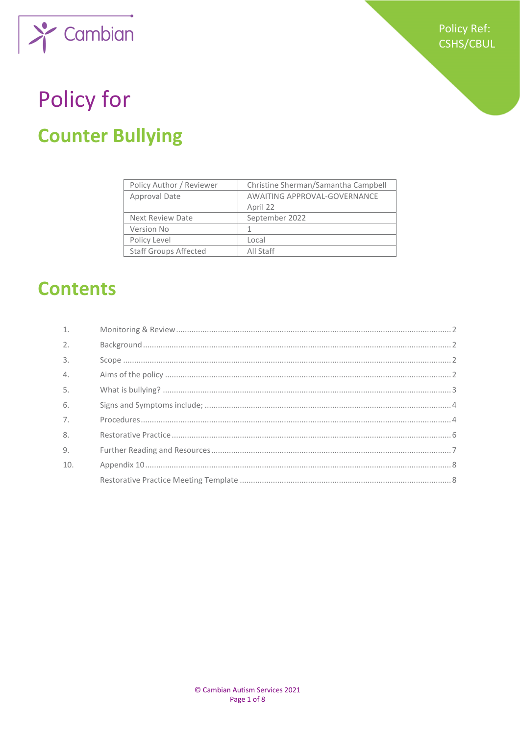Policy Ref: CSHS/CBUL

# Policy for

# Counter Bullying

| Policy Author / Reviewer | Christine Sherman/Samantha Campbell |
|---|---|
| Approval Date | AWAITING APPROVAL-GOVERNANCE April 22 |
| Next Review Date | September 2022 |
| Version No | 1 |
| Policy Level | Local |
| Staff Groups Affected | All Staff |

## Contents

1. Monitoring & Review .......... 2
2. Background .......... 2
3. Scope .......... 2
4. Aims of the policy .......... 2
5. What is bullying? .......... 3
6. Signs and Symptoms include; .......... 4
7. Procedures .......... 4
8. Restorative Practice .......... 6
9. Further Reading and Resources .......... 7
10. Appendix 10 .......... 8

    Restorative Practice Meeting Template .......... 8

© Cambian Autism Services 2021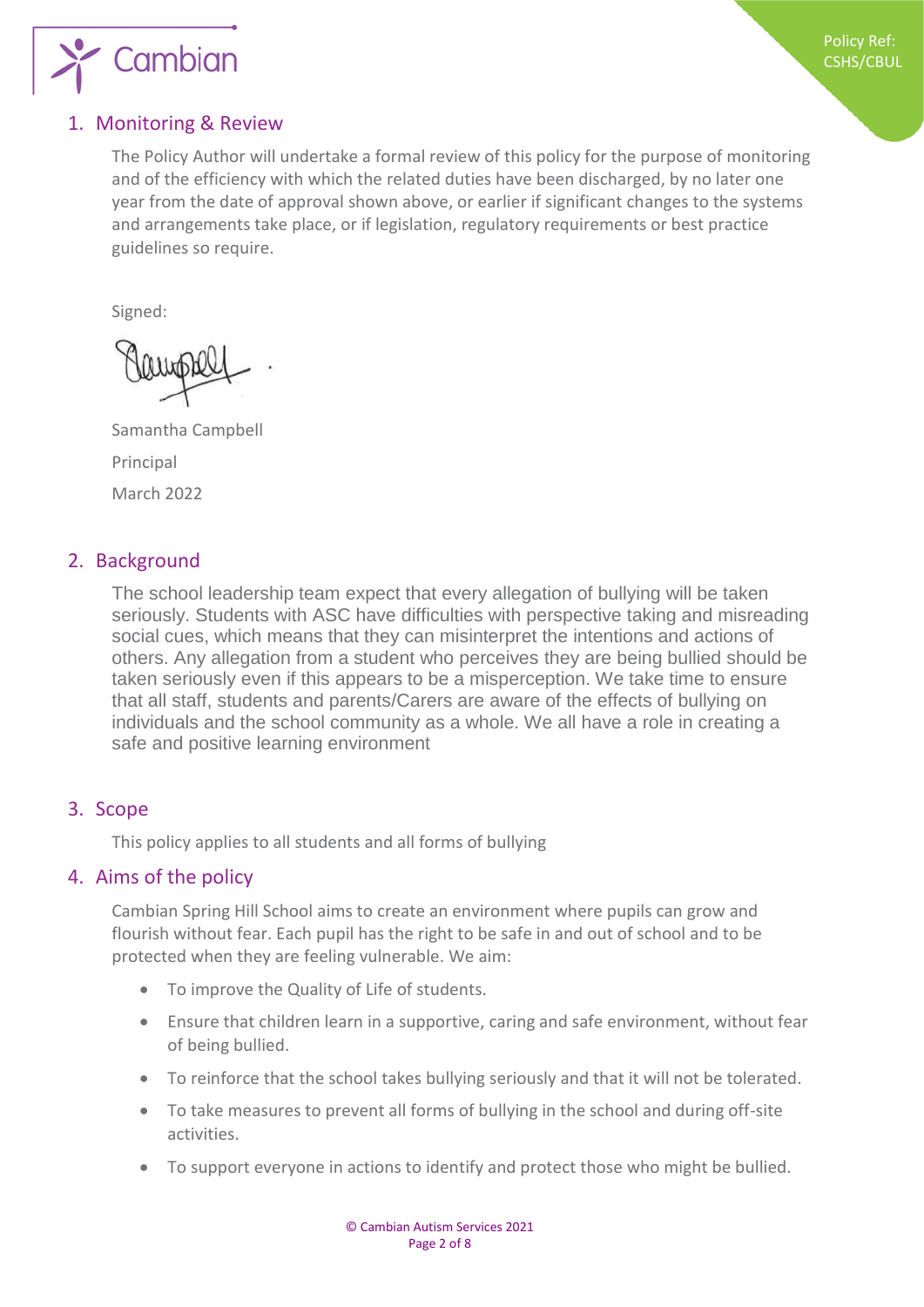## 1. Monitoring & Review

The Policy Author will undertake a formal review of this policy for the purpose of monitoring and of the efficiency with which the related duties have been discharged, by no later one year from the date of approval shown above, or earlier if significant changes to the systems and arrangements take place, or if legislation, regulatory requirements or best practice guidelines so require.

Signed:

Samantha Campbell

Principal

March 2022

## 2. Background

The school leadership team expect that every allegation of bullying will be taken seriously. Students with ASC have difficulties with perspective taking and misreading social cues, which means that they can misinterpret the intentions and actions of others. Any allegation from a student who perceives they are being bullied should be taken seriously even if this appears to be a misperception. We take time to ensure that all staff, students and parents/Carers are aware of the effects of bullying on individuals and the school community as a whole. We all have a role in creating a safe and positive learning environment

## 3. Scope

This policy applies to all students and all forms of bullying

## 4. Aims of the policy

Cambian Spring Hill School aims to create an environment where pupils can grow and flourish without fear. Each pupil has the right to be safe in and out of school and to be protected when they are feeling vulnerable. We aim:

- To improve the Quality of Life of students.
- Ensure that children learn in a supportive, caring and safe environment, without fear of being bullied.
- To reinforce that the school takes bullying seriously and that it will not be tolerated.
- To take measures to prevent all forms of bullying in the school and during off-site activities.
- To support everyone in actions to identify and protect those who might be bullied.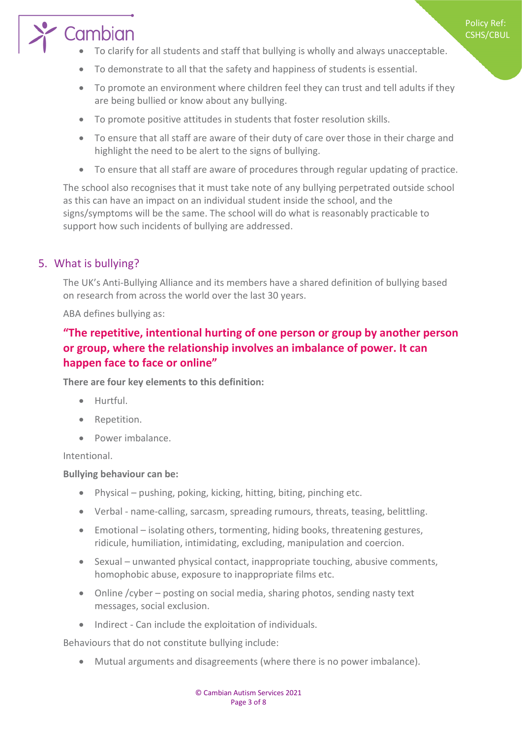- To clarify for all students and staff that bullying is wholly and always unacceptable.
- To demonstrate to all that the safety and happiness of students is essential.
- To promote an environment where children feel they can trust and tell adults if they are being bullied or know about any bullying.
- To promote positive attitudes in students that foster resolution skills.
- To ensure that all staff are aware of their duty of care over those in their charge and highlight the need to be alert to the signs of bullying.
- To ensure that all staff are aware of procedures through regular updating of practice.

The school also recognises that it must take note of any bullying perpetrated outside school as this can have an impact on an individual student inside the school, and the signs/symptoms will be the same. The school will do what is reasonably practicable to support how such incidents of bullying are addressed.

## 5. What is bullying?

The UK's Anti-Bullying Alliance and its members have a shared definition of bullying based on research from across the world over the last 30 years.

ABA defines bullying as:

**"The repetitive, intentional hurting of one person or group by another person or group, where the relationship involves an imbalance of power. It can happen face to face or online"**

**There are four key elements to this definition:**

- Hurtful.
- Repetition.
- Power imbalance.

Intentional.

**Bullying behaviour can be:**

- Physical – pushing, poking, kicking, hitting, biting, pinching etc.
- Verbal - name-calling, sarcasm, spreading rumours, threats, teasing, belittling.
- Emotional – isolating others, tormenting, hiding books, threatening gestures, ridicule, humiliation, intimidating, excluding, manipulation and coercion.
- Sexual – unwanted physical contact, inappropriate touching, abusive comments, homophobic abuse, exposure to inappropriate films etc.
- Online /cyber – posting on social media, sharing photos, sending nasty text messages, social exclusion.
- Indirect - Can include the exploitation of individuals.

Behaviours that do not constitute bullying include:

- Mutual arguments and disagreements (where there is no power imbalance).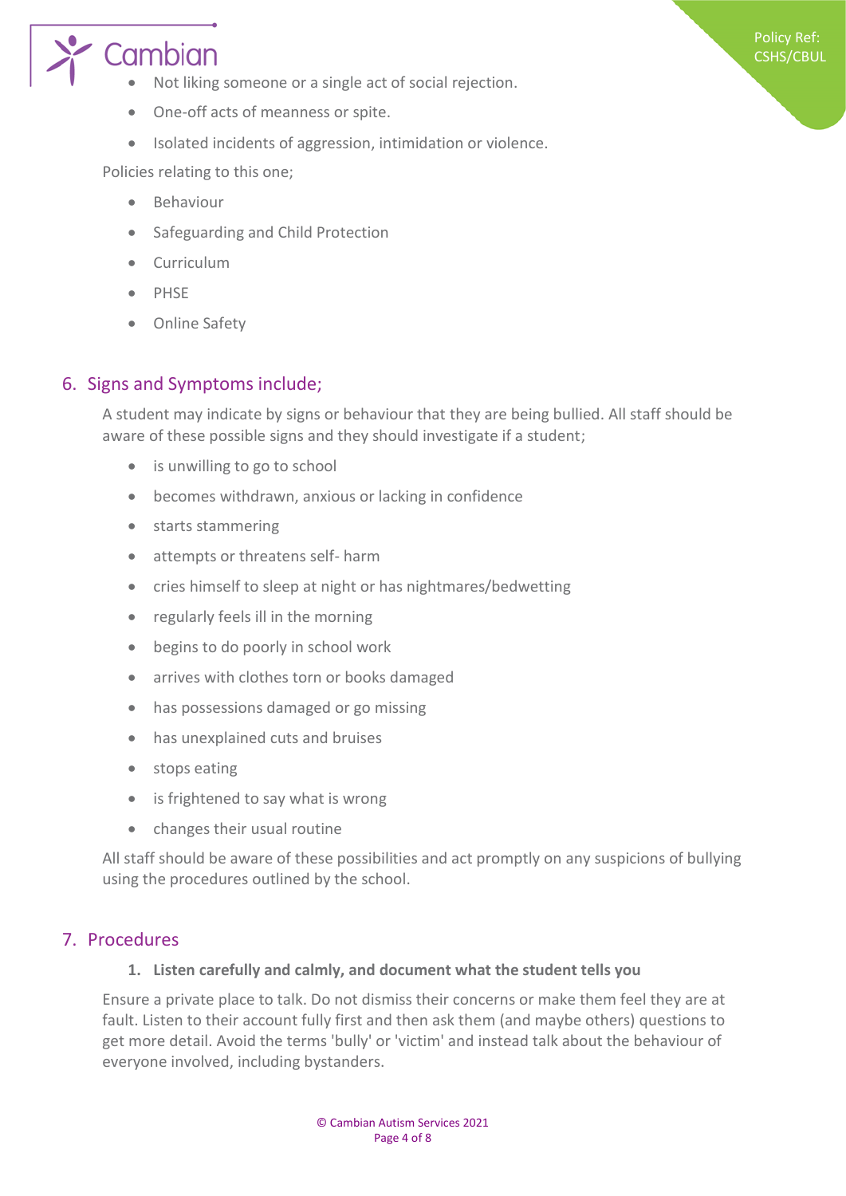- Not liking someone or a single act of social rejection.
- One-off acts of meanness or spite.
- Isolated incidents of aggression, intimidation or violence.

Policies relating to this one;

- Behaviour
- Safeguarding and Child Protection
- Curriculum
- PHSE
- Online Safety

## 6. Signs and Symptoms include;

A student may indicate by signs or behaviour that they are being bullied. All staff should be aware of these possible signs and they should investigate if a student;

- is unwilling to go to school
- becomes withdrawn, anxious or lacking in confidence
- starts stammering
- attempts or threatens self- harm
- cries himself to sleep at night or has nightmares/bedwetting
- regularly feels ill in the morning
- begins to do poorly in school work
- arrives with clothes torn or books damaged
- has possessions damaged or go missing
- has unexplained cuts and bruises
- stops eating
- is frightened to say what is wrong
- changes their usual routine

All staff should be aware of these possibilities and act promptly on any suspicions of bullying using the procedures outlined by the school.

## 7. Procedures

1. **Listen carefully and calmly, and document what the student tells you**

Ensure a private place to talk. Do not dismiss their concerns or make them feel they are at fault. Listen to their account fully first and then ask them (and maybe others) questions to get more detail. Avoid the terms 'bully' or 'victim' and instead talk about the behaviour of everyone involved, including bystanders.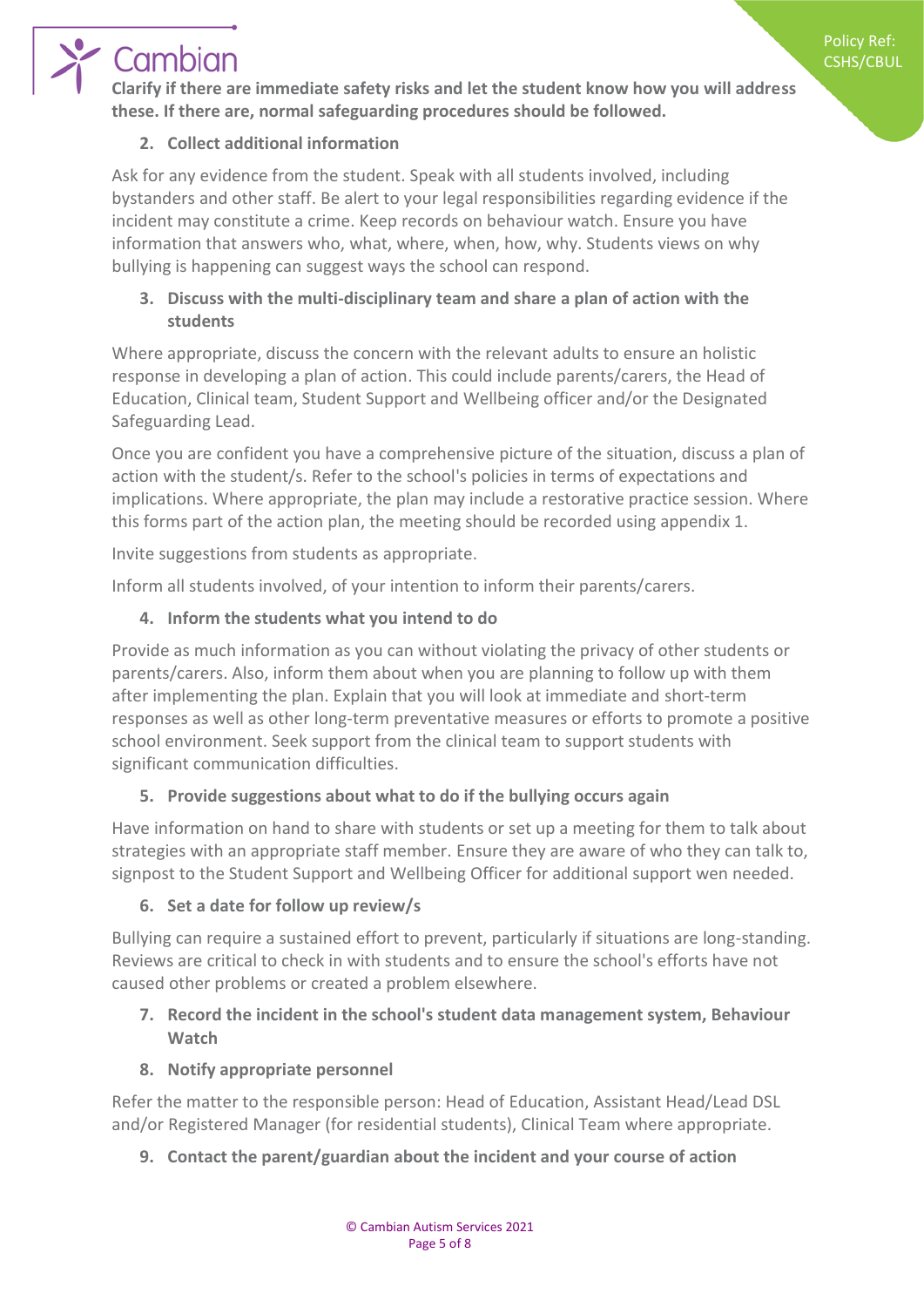**Clarify if there are immediate safety risks and let the student know how you will address these. If there are, normal safeguarding procedures should be followed.**

2. **Collect additional information**

Ask for any evidence from the student. Speak with all students involved, including bystanders and other staff. Be alert to your legal responsibilities regarding evidence if the incident may constitute a crime. Keep records on behaviour watch. Ensure you have information that answers who, what, where, when, how, why. Students views on why bullying is happening can suggest ways the school can respond.

3. **Discuss with the multi-disciplinary team and share a plan of action with the students**

Where appropriate, discuss the concern with the relevant adults to ensure an holistic response in developing a plan of action. This could include parents/carers, the Head of Education, Clinical team, Student Support and Wellbeing officer and/or the Designated Safeguarding Lead.

Once you are confident you have a comprehensive picture of the situation, discuss a plan of action with the student/s. Refer to the school's policies in terms of expectations and implications. Where appropriate, the plan may include a restorative practice session. Where this forms part of the action plan, the meeting should be recorded using appendix 1.

Invite suggestions from students as appropriate.

Inform all students involved, of your intention to inform their parents/carers.

4. **Inform the students what you intend to do**

Provide as much information as you can without violating the privacy of other students or parents/carers. Also, inform them about when you are planning to follow up with them after implementing the plan. Explain that you will look at immediate and short-term responses as well as other long-term preventative measures or efforts to promote a positive school environment. Seek support from the clinical team to support students with significant communication difficulties.

5. **Provide suggestions about what to do if the bullying occurs again**

Have information on hand to share with students or set up a meeting for them to talk about strategies with an appropriate staff member. Ensure they are aware of who they can talk to, signpost to the Student Support and Wellbeing Officer for additional support wen needed.

6. **Set a date for follow up review/s**

Bullying can require a sustained effort to prevent, particularly if situations are long-standing. Reviews are critical to check in with students and to ensure the school's efforts have not caused other problems or created a problem elsewhere.

7. **Record the incident in the school's student data management system, Behaviour Watch**

8. **Notify appropriate personnel**

Refer the matter to the responsible person: Head of Education, Assistant Head/Lead DSL and/or Registered Manager (for residential students), Clinical Team where appropriate.

9. **Contact the parent/guardian about the incident and your course of action**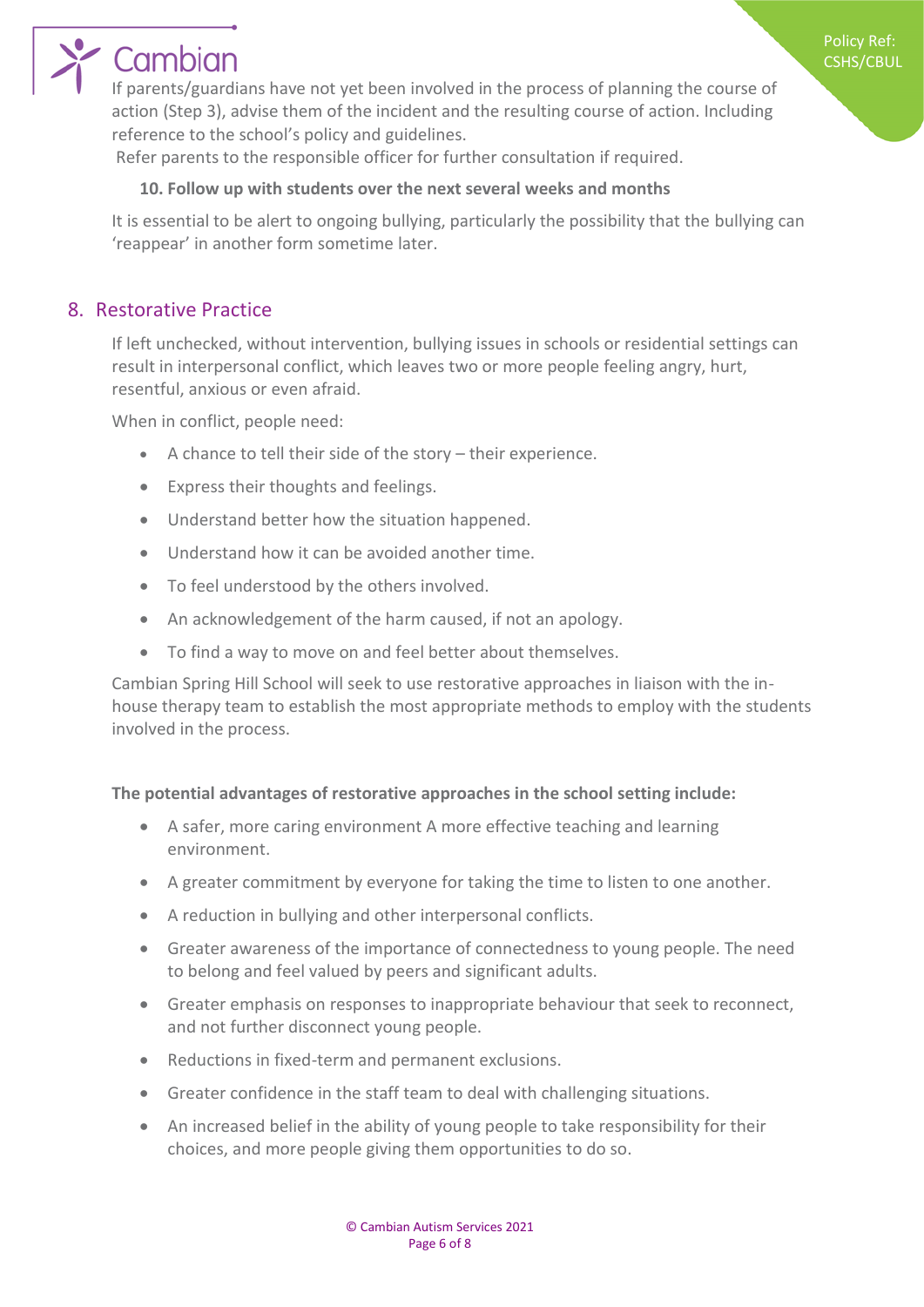If parents/guardians have not yet been involved in the process of planning the course of action (Step 3), advise them of the incident and the resulting course of action. Including reference to the school's policy and guidelines.

Refer parents to the responsible officer for further consultation if required.

**10. Follow up with students over the next several weeks and months**

It is essential to be alert to ongoing bullying, particularly the possibility that the bullying can 'reappear' in another form sometime later.

## 8. Restorative Practice

If left unchecked, without intervention, bullying issues in schools or residential settings can result in interpersonal conflict, which leaves two or more people feeling angry, hurt, resentful, anxious or even afraid.

When in conflict, people need:

- A chance to tell their side of the story – their experience.
- Express their thoughts and feelings.
- Understand better how the situation happened.
- Understand how it can be avoided another time.
- To feel understood by the others involved.
- An acknowledgement of the harm caused, if not an apology.
- To find a way to move on and feel better about themselves.

Cambian Spring Hill School will seek to use restorative approaches in liaison with the in-house therapy team to establish the most appropriate methods to employ with the students involved in the process.

**The potential advantages of restorative approaches in the school setting include:**

- A safer, more caring environment A more effective teaching and learning environment.
- A greater commitment by everyone for taking the time to listen to one another.
- A reduction in bullying and other interpersonal conflicts.
- Greater awareness of the importance of connectedness to young people. The need to belong and feel valued by peers and significant adults.
- Greater emphasis on responses to inappropriate behaviour that seek to reconnect, and not further disconnect young people.
- Reductions in fixed-term and permanent exclusions.
- Greater confidence in the staff team to deal with challenging situations.
- An increased belief in the ability of young people to take responsibility for their choices, and more people giving them opportunities to do so.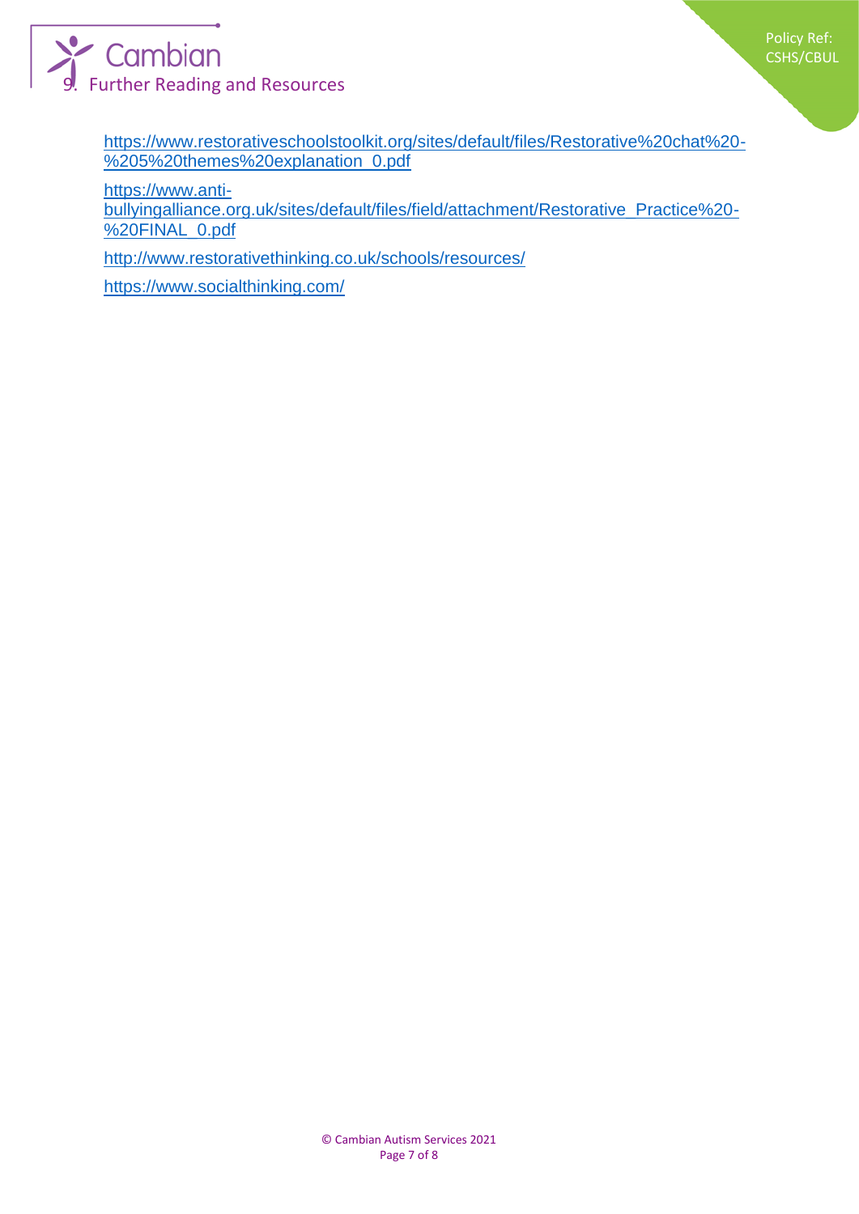## 9. Further Reading and Resources

https://www.restorativeschoolstoolkit.org/sites/default/files/Restorative%20chat%20-%205%20themes%20explanation_0.pdf

https://www.anti-bullyingalliance.org.uk/sites/default/files/field/attachment/Restorative_Practice%20-%20FINAL_0.pdf

http://www.restorativethinking.co.uk/schools/resources/

https://www.socialthinking.com/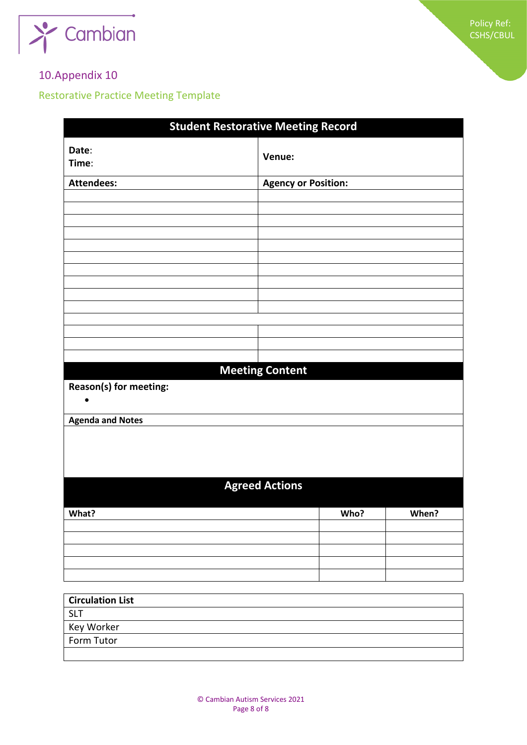## 10. Appendix 10

### Restorative Practice Meeting Template

| Student Restorative Meeting Record | |
|---|---|
| **Date**:<br>**Time**: | **Venue:** |
| **Attendees:** | **Agency or Position:** |
| | |
| | |
| | |
| | |
| | |
| | |
| | |
| | |
| | |
| | |
| | |
| | |
| | |
| | |

| Meeting Content |
|---|
| **Reason(s) for meeting:**<br>• |
| **Agenda and Notes** |
| |

| Agreed Actions | | |
|---|---|---|
| **What?** | **Who?** | **When?** |
| | | |
| | | |
| | | |
| | | |
| | | |

| Circulation List |
|---|
| SLT |
| Key Worker |
| Form Tutor |
| |